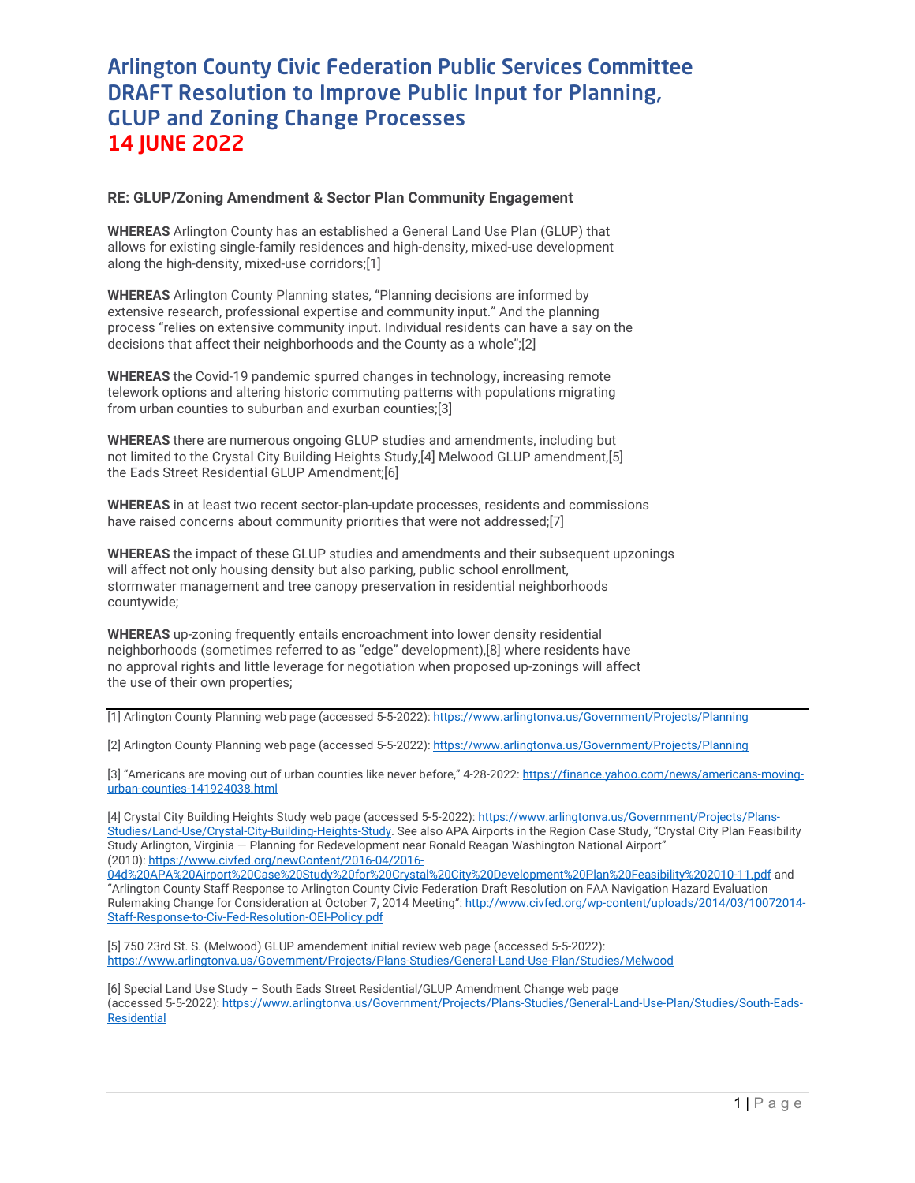# Arlington County Civic Federation Public Services Committee DRAFT Resolution to Improve Public Input for Planning, GLUP and Zoning Change Processes

## 14 JUNE 2022

**RE: GLUP/Zoning Amendment & Sector Plan Community Engagement**

**WHEREAS** Arlington County has an established a General Land Use Plan (GLUP) that allows for existing single-family residences and high-density, mixed-use development along the high-density, mixed-use corridors;[1]

**WHEREAS** Arlington County Planning states, "Planning decisions are informed by extensive research, professional expertise and community input." And the planning process "relies on extensive community input. Individual residents can have a say on the decisions that affect their neighborhoods and the County as a whole";[2]

**WHEREAS** the Covid-19 pandemic spurred changes in technology, increasing remote telework options and altering historic commuting patterns with populations migrating from urban counties to suburban and exurban counties;[3]

**WHEREAS** there are numerous ongoing GLUP studies and amendments, including but not limited to the Crystal City Building Heights Study,[4] Melwood GLUP amendment,[5] the Eads Street Residential GLUP Amendment;[6]

**WHEREAS** in at least two recent sector-plan-update processes, residents and commissions have raised concerns about community priorities that were not addressed;[7]

**WHEREAS** the impact of these GLUP studies and amendments and their subsequent upzonings will affect not only housing density but also parking, public school enrollment, stormwater management and tree canopy preservation in residential neighborhoods countywide;

**WHEREAS** up-zoning frequently entails encroachment into lower density residential neighborhoods (sometimes referred to as "edge" development),[8] where residents have no approval rights and little leverage for negotiation when proposed up-zonings will affect the use of their own properties;

---

[1] Arlington County Planning web page (accessed 5-5-2022): https://www.arlingtonva.us/Government/Projects/Planning

[2] Arlington County Planning web page (accessed 5-5-2022): https://www.arlingtonva.us/Government/Projects/Planning

[3] "Americans are moving out of urban counties like never before," 4-28-2022: https://finance.yahoo.com/news/americans-moving-urban-counties-141924038.html

[4] Crystal City Building Heights Study web page (accessed 5-5-2022): https://www.arlingtonva.us/Government/Projects/Plans-Studies/Land-Use/Crystal-City-Building-Heights-Study. See also APA Airports in the Region Case Study, "Crystal City Plan Feasibility Study Arlington, Virginia — Planning for Redevelopment near Ronald Reagan Washington National Airport" (2010): https://www.civfed.org/newContent/2016-04/2016-04d%20APA%20Airport%20Case%20Study%20for%20Crystal%20City%20Development%20Plan%20Feasibility%202010-11.pdf and "Arlington County Staff Response to Arlington County Civic Federation Draft Resolution on FAA Navigation Hazard Evaluation Rulemaking Change for Consideration at October 7, 2014 Meeting": http://www.civfed.org/wp-content/uploads/2014/03/10072014-Staff-Response-to-Civ-Fed-Resolution-OEI-Policy.pdf

[5] 750 23rd St. S. (Melwood) GLUP amendement initial review web page (accessed 5-5-2022): https://www.arlingtonva.us/Government/Projects/Plans-Studies/General-Land-Use-Plan/Studies/Melwood

[6] Special Land Use Study – South Eads Street Residential/GLUP Amendment Change web page (accessed 5-5-2022): https://www.arlingtonva.us/Government/Projects/Plans-Studies/General-Land-Use-Plan/Studies/South-Eads-Residential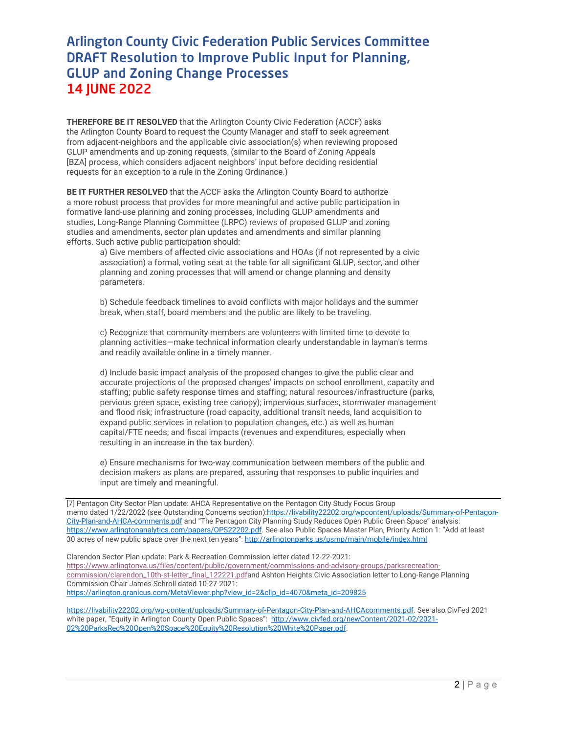# Arlington County Civic Federation Public Services Committee DRAFT Resolution to Improve Public Input for Planning, GLUP and Zoning Change Processes

## 14 JUNE 2022

**THEREFORE BE IT RESOLVED** that the Arlington County Civic Federation (ACCF) asks the Arlington County Board to request the County Manager and staff to seek agreement from adjacent-neighbors and the applicable civic association(s) when reviewing proposed GLUP amendments and up-zoning requests, (similar to the Board of Zoning Appeals [BZA] process, which considers adjacent neighbors' input before deciding residential requests for an exception to a rule in the Zoning Ordinance.)

**BE IT FURTHER RESOLVED** that the ACCF asks the Arlington County Board to authorize a more robust process that provides for more meaningful and active public participation in formative land-use planning and zoning processes, including GLUP amendments and studies, Long-Range Planning Committee (LRPC) reviews of proposed GLUP and zoning studies and amendments, sector plan updates and amendments and similar planning efforts. Such active public participation should:

a) Give members of affected civic associations and HOAs (if not represented by a civic association) a formal, voting seat at the table for all significant GLUP, sector, and other planning and zoning processes that will amend or change planning and density parameters.

b) Schedule feedback timelines to avoid conflicts with major holidays and the summer break, when staff, board members and the public are likely to be traveling.

c) Recognize that community members are volunteers with limited time to devote to planning activities—make technical information clearly understandable in layman's terms and readily available online in a timely manner.

d) Include basic impact analysis of the proposed changes to give the public clear and accurate projections of the proposed changes' impacts on school enrollment, capacity and staffing; public safety response times and staffing; natural resources/infrastructure (parks, pervious green space, existing tree canopy); impervious surfaces, stormwater management and flood risk; infrastructure (road capacity, additional transit needs, land acquisition to expand public services in relation to population changes, etc.) as well as human capital/FTE needs; and fiscal impacts (revenues and expenditures, especially when resulting in an increase in the tax burden).

e) Ensure mechanisms for two-way communication between members of the public and decision makers as plans are prepared, assuring that responses to public inquiries and input are timely and meaningful.

---

[7] Pentagon City Sector Plan update: AHCA Representative on the Pentagon City Study Focus Group memo dated 1/22/2022 (see Outstanding Concerns section):https://livability22202.org/wpcontent/uploads/Summary-of-Pentagon-City-Plan-and-AHCA-comments.pdf and "The Pentagon City Planning Study Reduces Open Public Green Space" analysis: https://www.arlingtonanalytics.com/papers/OPS22202.pdf. See also Public Spaces Master Plan, Priority Action 1: "Add at least 30 acres of new public space over the next ten years": http://arlingtonparks.us/psmp/main/mobile/index.html

Clarendon Sector Plan update: Park & Recreation Commission letter dated 12-22-2021: https://www.arlingtonva.us/files/content/public/government/commissions-and-advisory-groups/parksrecreation-commission/clarendon_10th-st-letter_final_122221.pdfand Ashton Heights Civic Association letter to Long-Range Planning Commission Chair James Schroll dated 10-27-2021: https://arlington.granicus.com/MetaViewer.php?view_id=2&clip_id=4070&meta_id=209825

https://livability22202.org/wp-content/uploads/Summary-of-Pentagon-City-Plan-and-AHCAcomments.pdf. See also CivFed 2021 white paper, "Equity in Arlington County Open Public Spaces": http://www.civfed.org/newContent/2021-02/2021-02%20ParksRec%20Open%20Space%20Equity%20Resolution%20White%20Paper.pdf.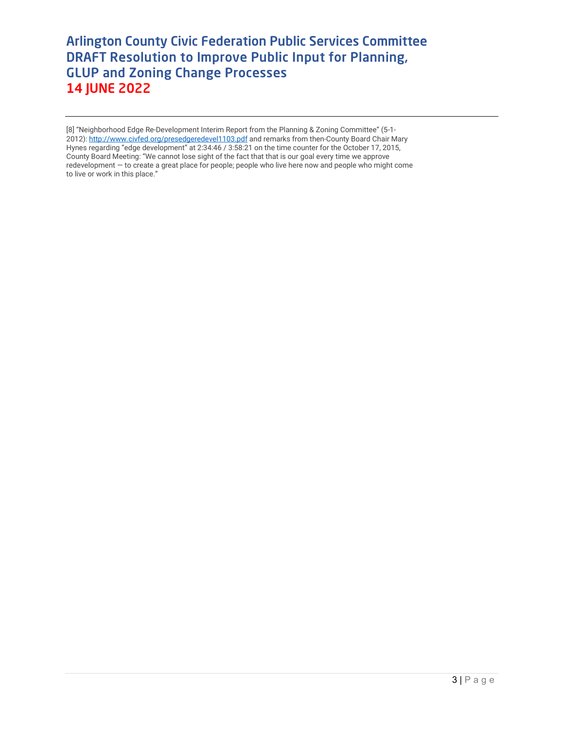[8] "Neighborhood Edge Re-Development Interim Report from the Planning & Zoning Committee" (5-1-2012): http://www.civfed.org/presedgeredevel1103.pdf and remarks from then-County Board Chair Mary Hynes regarding "edge development" at 2:34:46 / 3:58:21 on the time counter for the October 17, 2015, County Board Meeting: "We cannot lose sight of the fact that that is our goal every time we approve redevelopment — to create a great place for people; people who live here now and people who might come to live or work in this place."